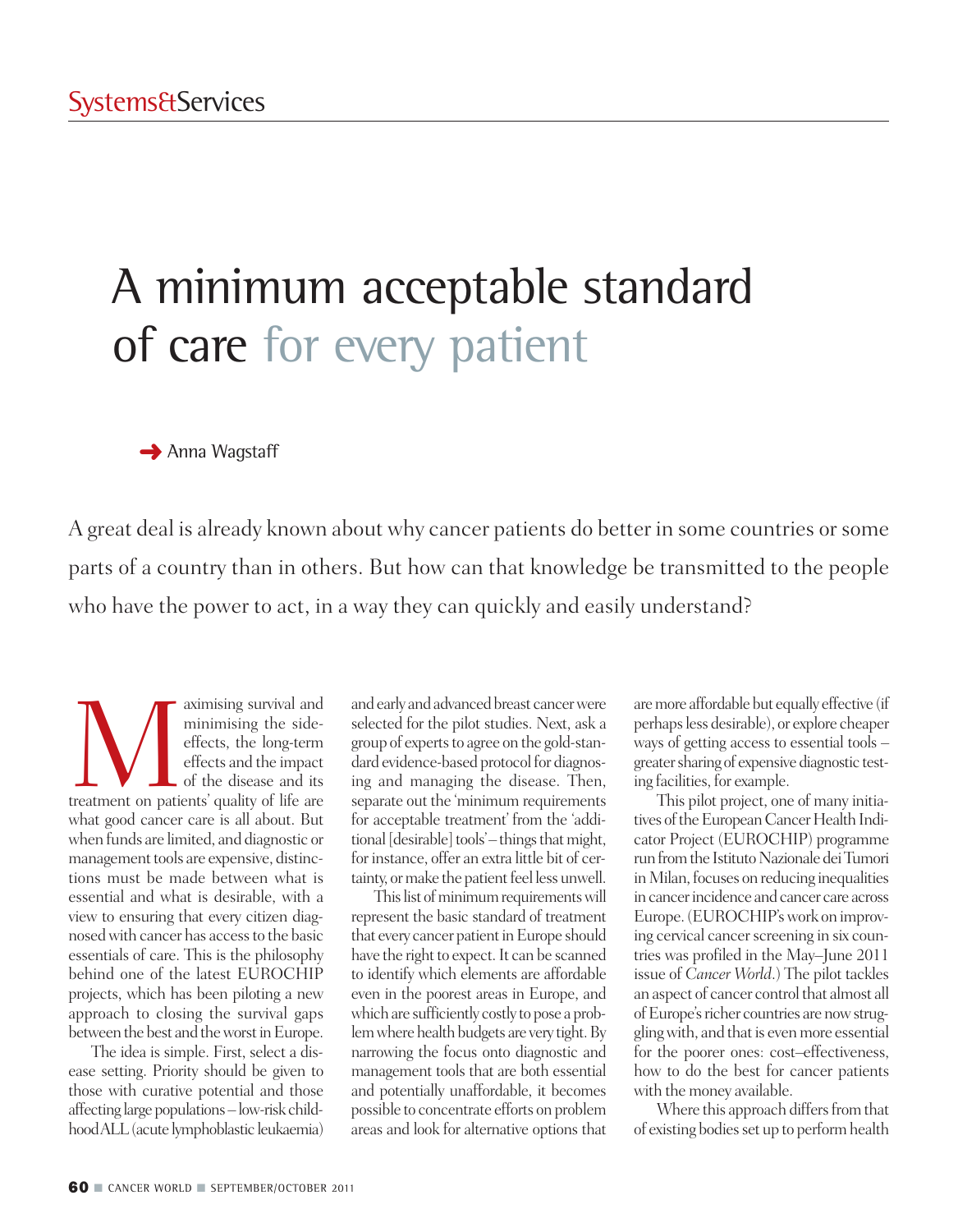Systems&Services

# A minimum acceptable standard of care for every patient

Anna Wagstaff

A great deal is already known about why cancer patients do better in some countries or some parts of a country than in others. But how can that knowledge be transmitted to the people who have the power to act, in a way they can quickly and easily understand?

Maximising survival and minimising the side-effects, the long-term effects and the impact of the disease and its treatment on patients' quality of life are what good cancer care is all about. But when funds are limited, and diagnostic or management tools are expensive, distinctions must be made between what is essential and what is desirable, with a view to ensuring that every citizen diagnosed with cancer has access to the basic essentials of care. This is the philosophy behind one of the latest EUROCHIP projects, which has been piloting a new approach to closing the survival gaps between the best and the worst in Europe.

The idea is simple. First, select a disease setting. Priority should be given to those with curative potential and those affecting large populations – low-risk childhood ALL (acute lymphoblastic leukaemia) and early and advanced breast cancer were selected for the pilot studies. Next, ask a group of experts to agree on the gold-standard evidence-based protocol for diagnosing and managing the disease. Then, separate out the 'minimum requirements for acceptable treatment' from the 'additional [desirable] tools' – things that might, for instance, offer an extra little bit of certainty, or make the patient feel less unwell.

This list of minimum requirements will represent the basic standard of treatment that every cancer patient in Europe should have the right to expect. It can be scanned to identify which elements are affordable even in the poorest areas in Europe, and which are sufficiently costly to pose a problem where health budgets are very tight. By narrowing the focus onto diagnostic and management tools that are both essential and potentially unaffordable, it becomes possible to concentrate efforts on problem areas and look for alternative options that are more affordable but equally effective (if perhaps less desirable), or explore cheaper ways of getting access to essential tools – greater sharing of expensive diagnostic testing facilities, for example.

This pilot project, one of many initiatives of the European Cancer Health Indicator Project (EUROCHIP) programme run from the Istituto Nazionale dei Tumori in Milan, focuses on reducing inequalities in cancer incidence and cancer care across Europe. (EUROCHIP's work on improving cervical cancer screening in six countries was profiled in the May–June 2011 issue of *Cancer World*.) The pilot tackles an aspect of cancer control that almost all of Europe's richer countries are now struggling with, and that is even more essential for the poorer ones: cost–effectiveness, how to do the best for cancer patients with the money available.

Where this approach differs from that of existing bodies set up to perform health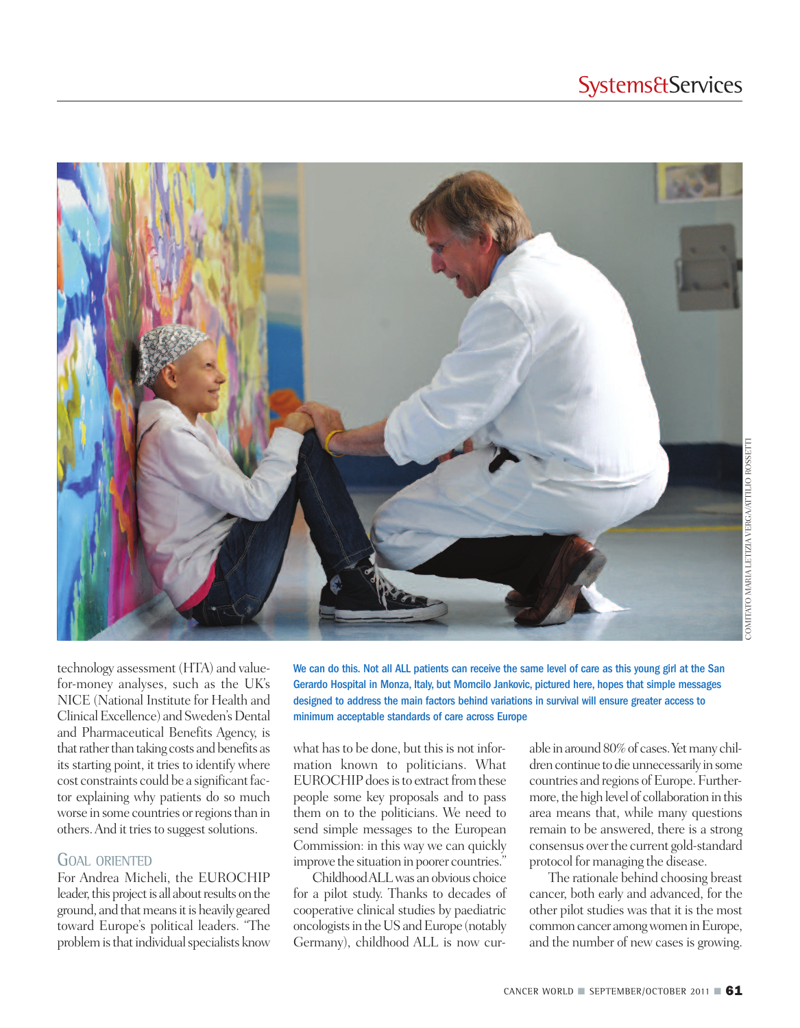technology assessment (HTA) and value-for-money analyses, such as the UK's NICE (National Institute for Health and Clinical Excellence) and Sweden's Dental and Pharmaceutical Benefits Agency, is that rather than taking costs and benefits as its starting point, it tries to identify where cost constraints could be a significant factor explaining why patients do so much worse in some countries or regions than in others. And it tries to suggest solutions.

## Goal oriented

For Andrea Micheli, the EUROCHIP leader, this project is all about results on the ground, and that means it is heavily geared toward Europe's political leaders. "The problem is that individual specialists know what has to be done, but this is not information known to politicians. What EUROCHIP does is to extract from these people some key proposals and to pass them on to the politicians. We need to send simple messages to the European Commission: in this way we can quickly improve the situation in poorer countries."

**We can do this. Not all ALL patients can receive the same level of care as this young girl at the San Gerardo Hospital in Monza, Italy, but Momcilo Jankovic, pictured here, hopes that simple messages designed to address the main factors behind variations in survival will ensure greater access to minimum acceptable standards of care across Europe**

Childhood ALL was an obvious choice for a pilot study. Thanks to decades of cooperative clinical studies by paediatric oncologists in the US and Europe (notably Germany), childhood ALL is now curable in around 80% of cases. Yet many children continue to die unnecessarily in some countries and regions of Europe. Furthermore, the high level of collaboration in this area means that, while many questions remain to be answered, there is a strong consensus over the current gold-standard protocol for managing the disease.

The rationale behind choosing breast cancer, both early and advanced, for the other pilot studies was that it is the most common cancer among women in Europe, and the number of new cases is growing.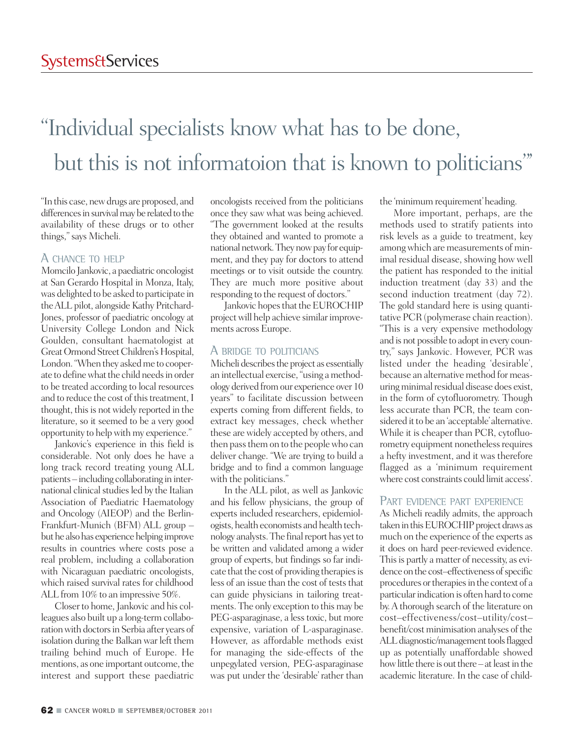# "Individual specialists know what has to be done, but this is not informatoion that is known to politicians"

"In this case, new drugs are proposed, and differences in survival may be related to the availability of these drugs or to other things," says Micheli.

## A CHANCE TO HELP

Momcilo Jankovic, a paediatric oncologist at San Gerardo Hospital in Monza, Italy, was delighted to be asked to participate in the ALL pilot, alongside Kathy Pritchard-Jones, professor of paediatric oncology at University College London and Nick Goulden, consultant haematologist at Great Ormond Street Children's Hospital, London. "When they asked me to cooperate to define what the child needs in order to be treated according to local resources and to reduce the cost of this treatment, I thought, this is not widely reported in the literature, so it seemed to be a very good opportunity to help with my experience."

Jankovic's experience in this field is considerable. Not only does he have a long track record treating young ALL patients – including collaborating in international clinical studies led by the Italian Association of Paediatric Haematology and Oncology (AIEOP) and the Berlin-Frankfurt-Munich (BFM) ALL group – but he also has experience helping improve results in countries where costs pose a real problem, including a collaboration with Nicaraguan paediatric oncologists, which raised survival rates for childhood ALL from 10% to an impressive 50%.

Closer to home, Jankovic and his colleagues also built up a long-term collaboration with doctors in Serbia after years of isolation during the Balkan war left them trailing behind much of Europe. He mentions, as one important outcome, the interest and support these paediatric oncologists received from the politicians once they saw what was being achieved. "The government looked at the results they obtained and wanted to promote a national network. They now pay for equipment, and they pay for doctors to attend meetings or to visit outside the country. They are much more positive about responding to the request of doctors."

Jankovic hopes that the EUROCHIP project will help achieve similar improvements across Europe.

## A BRIDGE TO POLITICIANS

Micheli describes the project as essentially an intellectual exercise, "using a methodology derived from our experience over 10 years" to facilitate discussion between experts coming from different fields, to extract key messages, check whether these are widely accepted by others, and then pass them on to the people who can deliver change. "We are trying to build a bridge and to find a common language with the politicians."

In the ALL pilot, as well as Jankovic and his fellow physicians, the group of experts included researchers, epidemiologists, health economists and health technology analysts. The final report has yet to be written and validated among a wider group of experts, but findings so far indicate that the cost of providing therapies is less of an issue than the cost of tests that can guide physicians in tailoring treatments. The only exception to this may be PEG-asparaginase, a less toxic, but more expensive, variation of L-asparaginase. However, as affordable methods exist for managing the side-effects of the unpegylated version, PEG-asparaginase was put under the 'desirable' rather than the 'minimum requirement' heading.

More important, perhaps, are the methods used to stratify patients into risk levels as a guide to treatment, key among which are measurements of minimal residual disease, showing how well the patient has responded to the initial induction treatment (day 33) and the second induction treatment (day 72). The gold standard here is using quantitative PCR (polymerase chain reaction). "This is a very expensive methodology and is not possible to adopt in every country," says Jankovic. However, PCR was listed under the heading 'desirable', because an alternative method for measuring minimal residual disease does exist, in the form of cytofluorometry. Though less accurate than PCR, the team considered it to be an 'acceptable' alternative. While it is cheaper than PCR, cytofluorometry equipment nonetheless requires a hefty investment, and it was therefore flagged as a 'minimum requirement where cost constraints could limit access'.

## PART EVIDENCE PART EXPERIENCE

As Micheli readily admits, the approach taken in this EUROCHIP project draws as much on the experience of the experts as it does on hard peer-reviewed evidence. This is partly a matter of necessity, as evidence on the cost–effectiveness of specific procedures or therapies in the context of a particular indication is often hard to come by. A thorough search of the literature on cost–effectiveness/cost–utility/cost–benefit/cost minimisation analyses of the ALL diagnostic/management tools flagged up as potentially unaffordable showed how little there is out there – at least in the academic literature. In the case of child-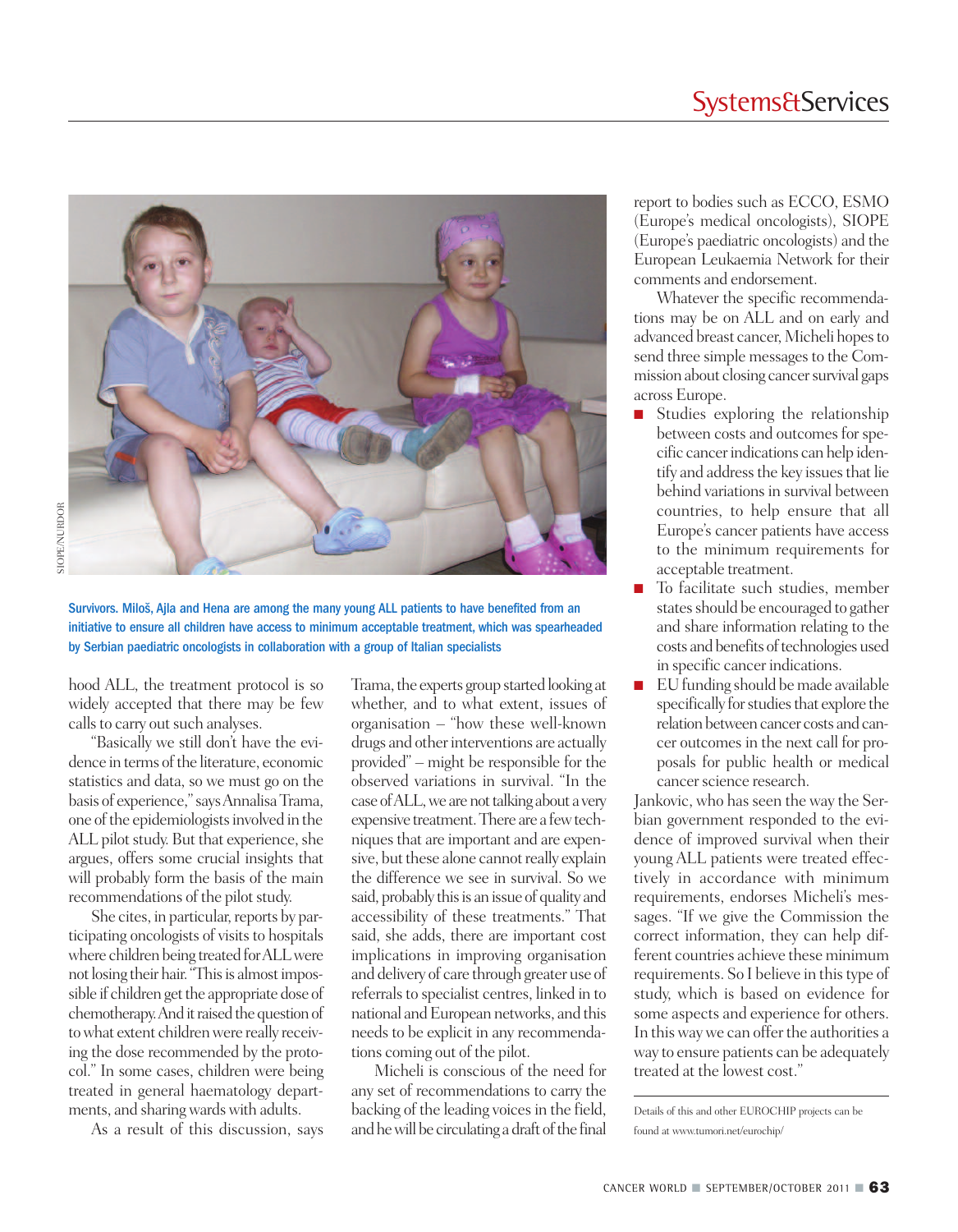Survivors. Miloš, Ajla and Hena are among the many young ALL patients to have benefited from an initiative to ensure all children have access to minimum acceptable treatment, which was spearheaded by Serbian paediatric oncologists in collaboration with a group of Italian specialists

hood ALL, the treatment protocol is so widely accepted that there may be few calls to carry out such analyses.

"Basically we still don't have the evidence in terms of the literature, economic statistics and data, so we must go on the basis of experience," says Annalisa Trama, one of the epidemiologists involved in the ALL pilot study. But that experience, she argues, offers some crucial insights that will probably form the basis of the main recommendations of the pilot study.

She cites, in particular, reports by participating oncologists of visits to hospitals where children being treated for ALL were not losing their hair. "This is almost impossible if children get the appropriate dose of chemotherapy. And it raised the question of to what extent children were really receiving the dose recommended by the protocol." In some cases, children were being treated in general haematology departments, and sharing wards with adults.

As a result of this discussion, says Trama, the experts group started looking at whether, and to what extent, issues of organisation – "how these well-known drugs and other interventions are actually provided" – might be responsible for the observed variations in survival. "In the case of ALL, we are not talking about a very expensive treatment. There are a few techniques that are important and are expensive, but these alone cannot really explain the difference we see in survival. So we said, probably this is an issue of quality and accessibility of these treatments." That said, she adds, there are important cost implications in improving organisation and delivery of care through greater use of referrals to specialist centres, linked in to national and European networks, and this needs to be explicit in any recommendations coming out of the pilot.

Micheli is conscious of the need for any set of recommendations to carry the backing of the leading voices in the field, and he will be circulating a draft of the final report to bodies such as ECCO, ESMO (Europe's medical oncologists), SIOPE (Europe's paediatric oncologists) and the European Leukaemia Network for their comments and endorsement.

Whatever the specific recommendations may be on ALL and on early and advanced breast cancer, Micheli hopes to send three simple messages to the Commission about closing cancer survival gaps across Europe.

- Studies exploring the relationship between costs and outcomes for specific cancer indications can help identify and address the key issues that lie behind variations in survival between countries, to help ensure that all Europe's cancer patients have access to the minimum requirements for acceptable treatment.
- To facilitate such studies, member states should be encouraged to gather and share information relating to the costs and benefits of technologies used in specific cancer indications.
- EU funding should be made available specifically for studies that explore the relation between cancer costs and cancer outcomes in the next call for proposals for public health or medical cancer science research.

Jankovic, who has seen the way the Serbian government responded to the evidence of improved survival when their young ALL patients were treated effectively in accordance with minimum requirements, endorses Micheli's messages. "If we give the Commission the correct information, they can help different countries achieve these minimum requirements. So I believe in this type of study, which is based on evidence for some aspects and experience for others. In this way we can offer the authorities a way to ensure patients can be adequately treated at the lowest cost."

Details of this and other EUROCHIP projects can be found at www.tumori.net/eurochip/